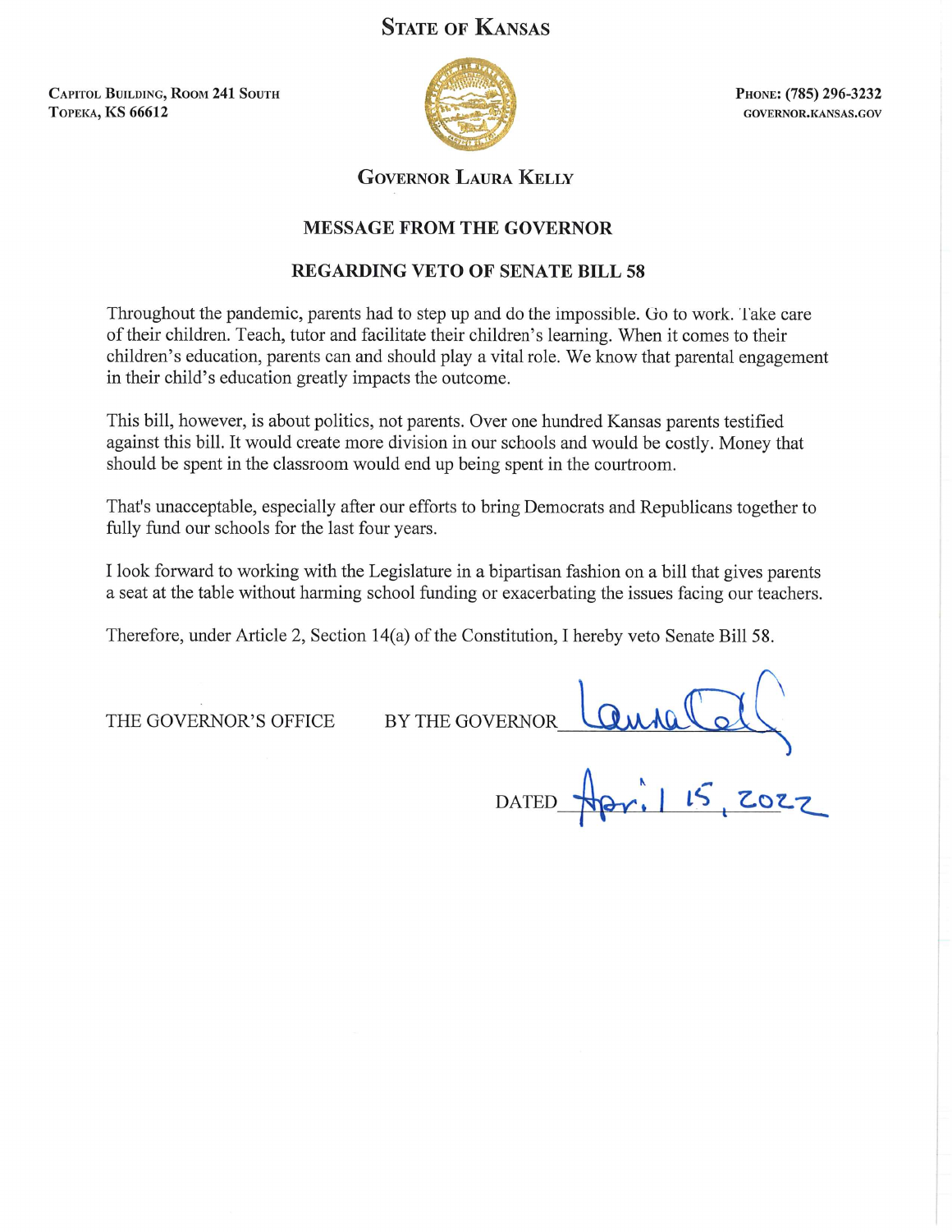# STATE OF KANSAS

CAPITOL BUILDING, ROOM 241 SOUTH
TOPEKA, KS 66612

PHONE: (785) 296-3232
GOVERNOR.KANSAS.GOV

## GOVERNOR LAURA KELLY

### MESSAGE FROM THE GOVERNOR

### REGARDING VETO OF SENATE BILL 58

Throughout the pandemic, parents had to step up and do the impossible. Go to work. Take care of their children. Teach, tutor and facilitate their children's learning. When it comes to their children's education, parents can and should play a vital role. We know that parental engagement in their child's education greatly impacts the outcome.

This bill, however, is about politics, not parents. Over one hundred Kansas parents testified against this bill. It would create more division in our schools and would be costly. Money that should be spent in the classroom would end up being spent in the courtroom.

That's unacceptable, especially after our efforts to bring Democrats and Republicans together to fully fund our schools for the last four years.

I look forward to working with the Legislature in a bipartisan fashion on a bill that gives parents a seat at the table without harming school funding or exacerbating the issues facing our teachers.

Therefore, under Article 2, Section 14(a) of the Constitution, I hereby veto Senate Bill 58.

THE GOVERNOR'S OFFICE BY THE GOVERNOR Laura Kelly

DATED April 15, 2022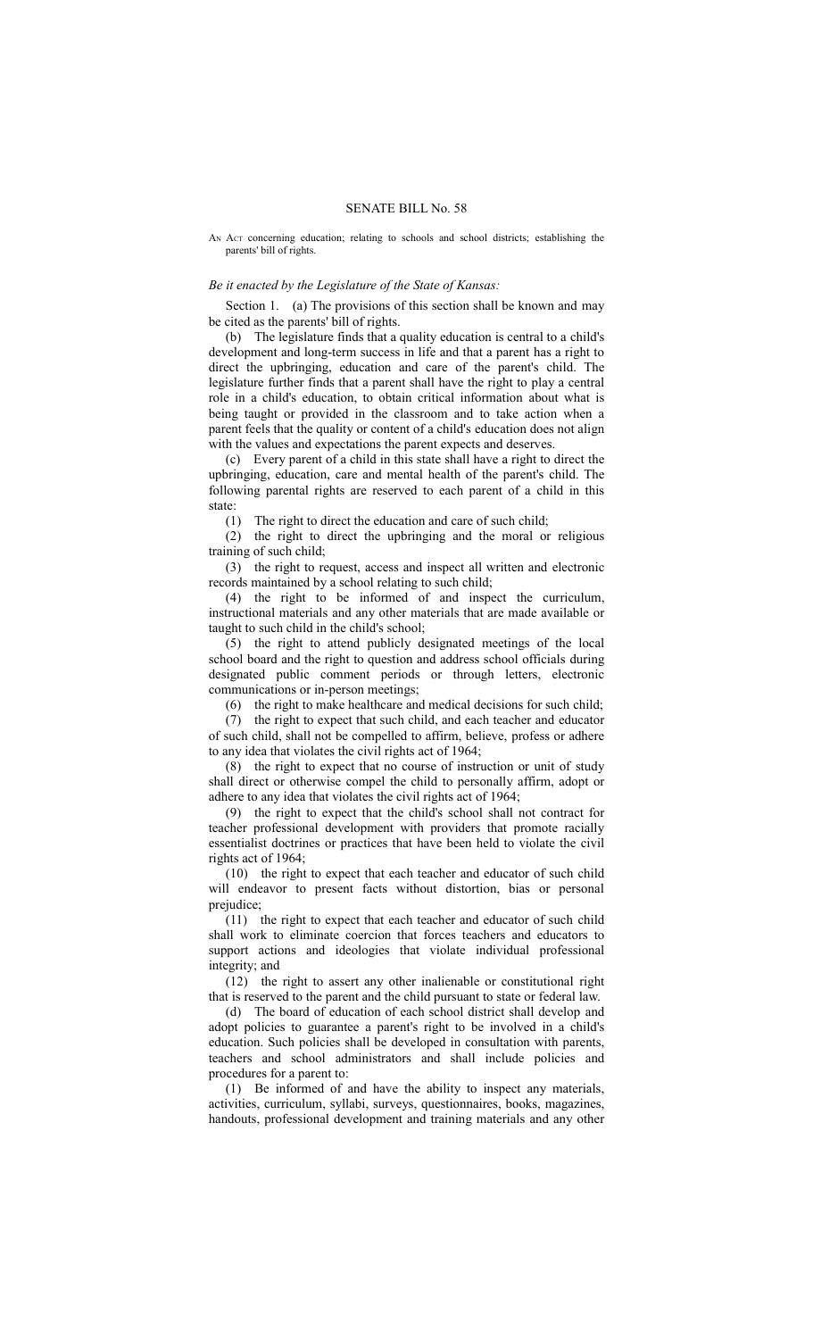# SENATE BILL No. 58

AN ACT concerning education; relating to schools and school districts; establishing the parents' bill of rights.

*Be it enacted by the Legislature of the State of Kansas:*

Section 1. (a) The provisions of this section shall be known and may be cited as the parents' bill of rights.

(b) The legislature finds that a quality education is central to a child's development and long-term success in life and that a parent has a right to direct the upbringing, education and care of the parent's child. The legislature further finds that a parent shall have the right to play a central role in a child's education, to obtain critical information about what is being taught or provided in the classroom and to take action when a parent feels that the quality or content of a child's education does not align with the values and expectations the parent expects and deserves.

(c) Every parent of a child in this state shall have a right to direct the upbringing, education, care and mental health of the parent's child. The following parental rights are reserved to each parent of a child in this state:

(1) The right to direct the education and care of such child;

(2) the right to direct the upbringing and the moral or religious training of such child;

(3) the right to request, access and inspect all written and electronic records maintained by a school relating to such child;

(4) the right to be informed of and inspect the curriculum, instructional materials and any other materials that are made available or taught to such child in the child's school;

(5) the right to attend publicly designated meetings of the local school board and the right to question and address school officials during designated public comment periods or through letters, electronic communications or in-person meetings;

(6) the right to make healthcare and medical decisions for such child;

(7) the right to expect that such child, and each teacher and educator of such child, shall not be compelled to affirm, believe, profess or adhere to any idea that violates the civil rights act of 1964;

(8) the right to expect that no course of instruction or unit of study shall direct or otherwise compel the child to personally affirm, adopt or adhere to any idea that violates the civil rights act of 1964;

(9) the right to expect that the child's school shall not contract for teacher professional development with providers that promote racially essentialist doctrines or practices that have been held to violate the civil rights act of 1964;

(10) the right to expect that each teacher and educator of such child will endeavor to present facts without distortion, bias or personal prejudice;

(11) the right to expect that each teacher and educator of such child shall work to eliminate coercion that forces teachers and educators to support actions and ideologies that violate individual professional integrity; and

(12) the right to assert any other inalienable or constitutional right that is reserved to the parent and the child pursuant to state or federal law.

(d) The board of education of each school district shall develop and adopt policies to guarantee a parent's right to be involved in a child's education. Such policies shall be developed in consultation with parents, teachers and school administrators and shall include policies and procedures for a parent to:

(1) Be informed of and have the ability to inspect any materials, activities, curriculum, syllabi, surveys, questionnaires, books, magazines, handouts, professional development and training materials and any other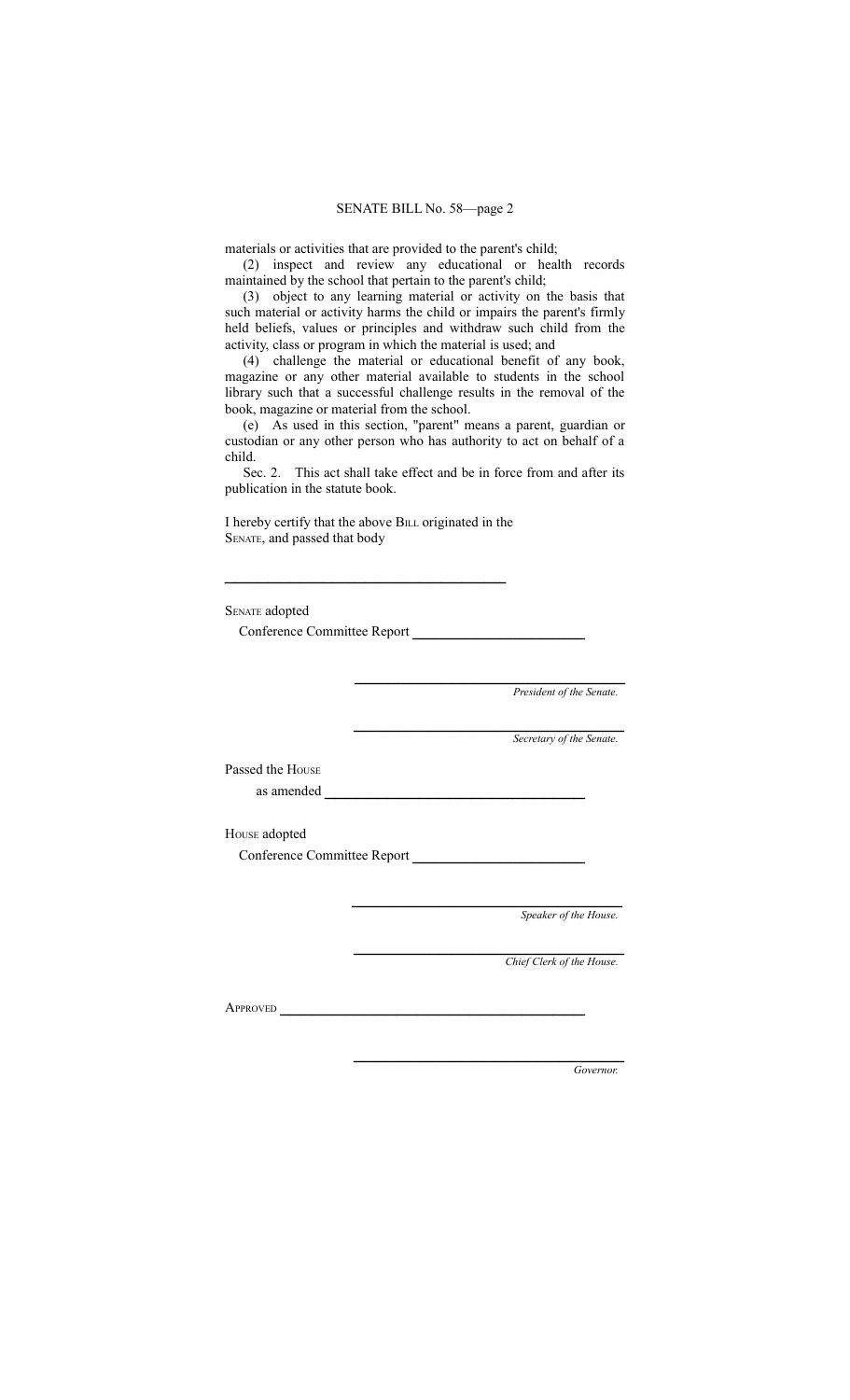materials or activities that are provided to the parent's child;

(2) inspect and review any educational or health records maintained by the school that pertain to the parent's child;

(3) object to any learning material or activity on the basis that such material or activity harms the child or impairs the parent's firmly held beliefs, values or principles and withdraw such child from the activity, class or program in which the material is used; and

(4) challenge the material or educational benefit of any book, magazine or any other material available to students in the school library such that a successful challenge results in the removal of the book, magazine or material from the school.

(e) As used in this section, "parent" means a parent, guardian or custodian or any other person who has authority to act on behalf of a child.

Sec. 2. This act shall take effect and be in force from and after its publication in the statute book.

I hereby certify that the above BILL originated in the SENATE, and passed that body

\_\_\_\_\_\_\_\_\_\_\_\_\_\_\_\_\_\_\_\_\_\_\_\_\_\_\_\_\_\_\_\_\_\_\_\_

SENATE adopted

Conference Committee Report \_\_\_\_\_\_\_\_\_\_\_\_\_\_\_\_\_\_\_\_\_\_\_\_

\_\_\_\_\_\_\_\_\_\_\_\_\_\_\_\_\_\_\_\_\_\_\_\_\_\_\_\_\_\_\_\_\_\_\_\_
*President of the Senate.*

\_\_\_\_\_\_\_\_\_\_\_\_\_\_\_\_\_\_\_\_\_\_\_\_\_\_\_\_\_\_\_\_\_\_\_\_
*Secretary of the Senate.*

Passed the HOUSE

as amended \_\_\_\_\_\_\_\_\_\_\_\_\_\_\_\_\_\_\_\_\_\_\_\_\_\_\_\_\_\_\_\_\_\_\_\_

HOUSE adopted

Conference Committee Report \_\_\_\_\_\_\_\_\_\_\_\_\_\_\_\_\_\_\_\_\_\_\_\_

\_\_\_\_\_\_\_\_\_\_\_\_\_\_\_\_\_\_\_\_\_\_\_\_\_\_\_\_\_\_\_\_\_\_\_\_
*Speaker of the House.*

\_\_\_\_\_\_\_\_\_\_\_\_\_\_\_\_\_\_\_\_\_\_\_\_\_\_\_\_\_\_\_\_\_\_\_\_
*Chief Clerk of the House.*

APPROVED \_\_\_\_\_\_\_\_\_\_\_\_\_\_\_\_\_\_\_\_\_\_\_\_\_\_\_\_\_\_\_\_\_\_\_\_\_\_\_\_\_\_

\_\_\_\_\_\_\_\_\_\_\_\_\_\_\_\_\_\_\_\_\_\_\_\_\_\_\_\_\_\_\_\_\_\_\_\_
*Governor.*